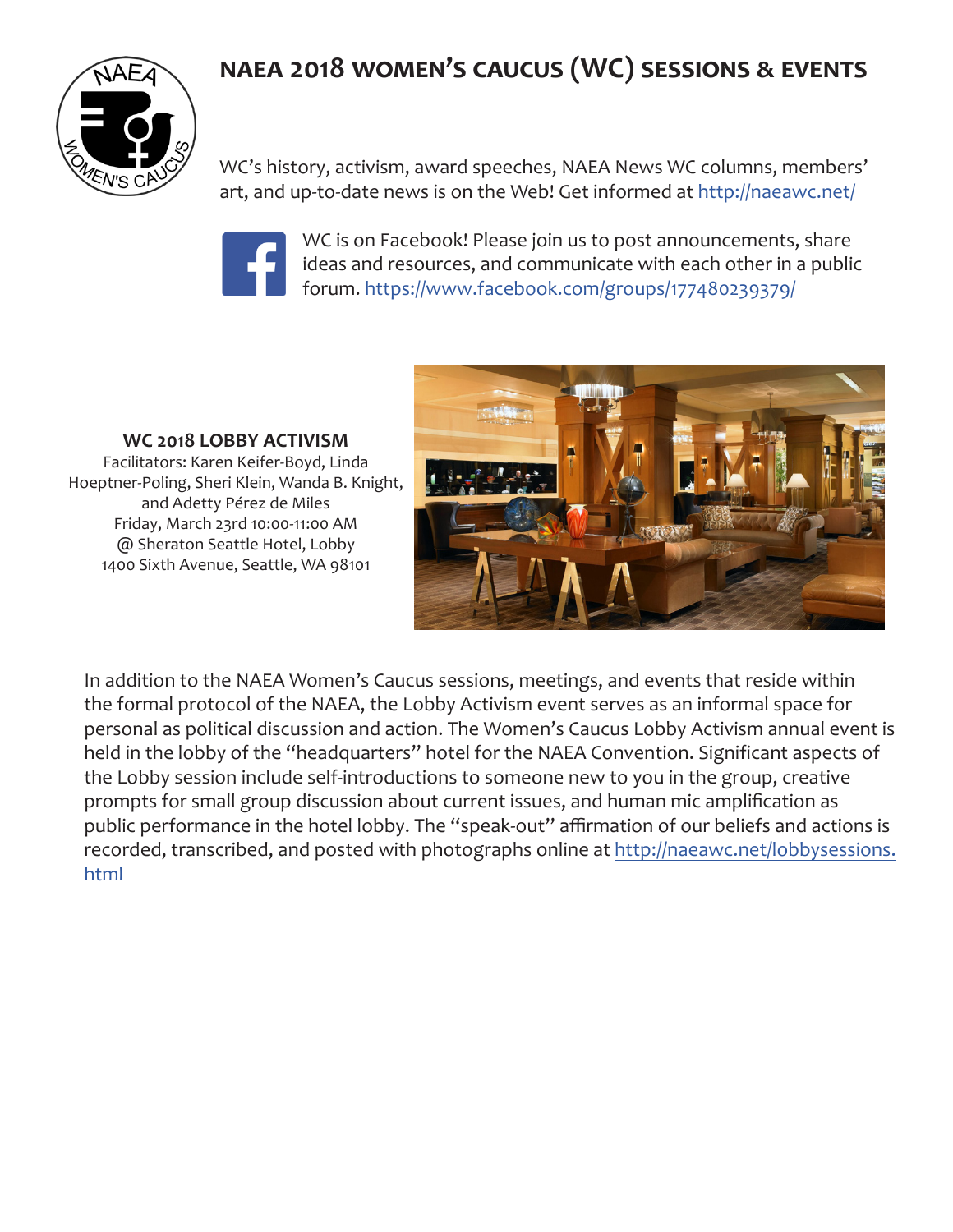# NAEA 2018 WOMEN'S CAUCUS (WC) SESSIONS & EVENTS

WC's history, activism, award speeches, NAEA News WC columns, members' art, and up-to-date news is on the Web! Get informed at http://naeawc.net/

WC is on Facebook! Please join us to post announcements, share ideas and resources, and communicate with each other in a public forum. https://www.facebook.com/groups/177480239379/

## WC 2018 LOBBY ACTIVISM

Facilitators: Karen Keifer-Boyd, Linda Hoeptner-Poling, Sheri Klein, Wanda B. Knight, and Adetty Pérez de Miles
Friday, March 23rd 10:00-11:00 AM
@ Sheraton Seattle Hotel, Lobby
1400 Sixth Avenue, Seattle, WA 98101

In addition to the NAEA Women's Caucus sessions, meetings, and events that reside within the formal protocol of the NAEA, the Lobby Activism event serves as an informal space for personal as political discussion and action. The Women's Caucus Lobby Activism annual event is held in the lobby of the "headquarters" hotel for the NAEA Convention. Significant aspects of the Lobby session include self-introductions to someone new to you in the group, creative prompts for small group discussion about current issues, and human mic amplification as public performance in the hotel lobby. The "speak-out" affirmation of our beliefs and actions is recorded, transcribed, and posted with photographs online at http://naeawc.net/lobbysessions.html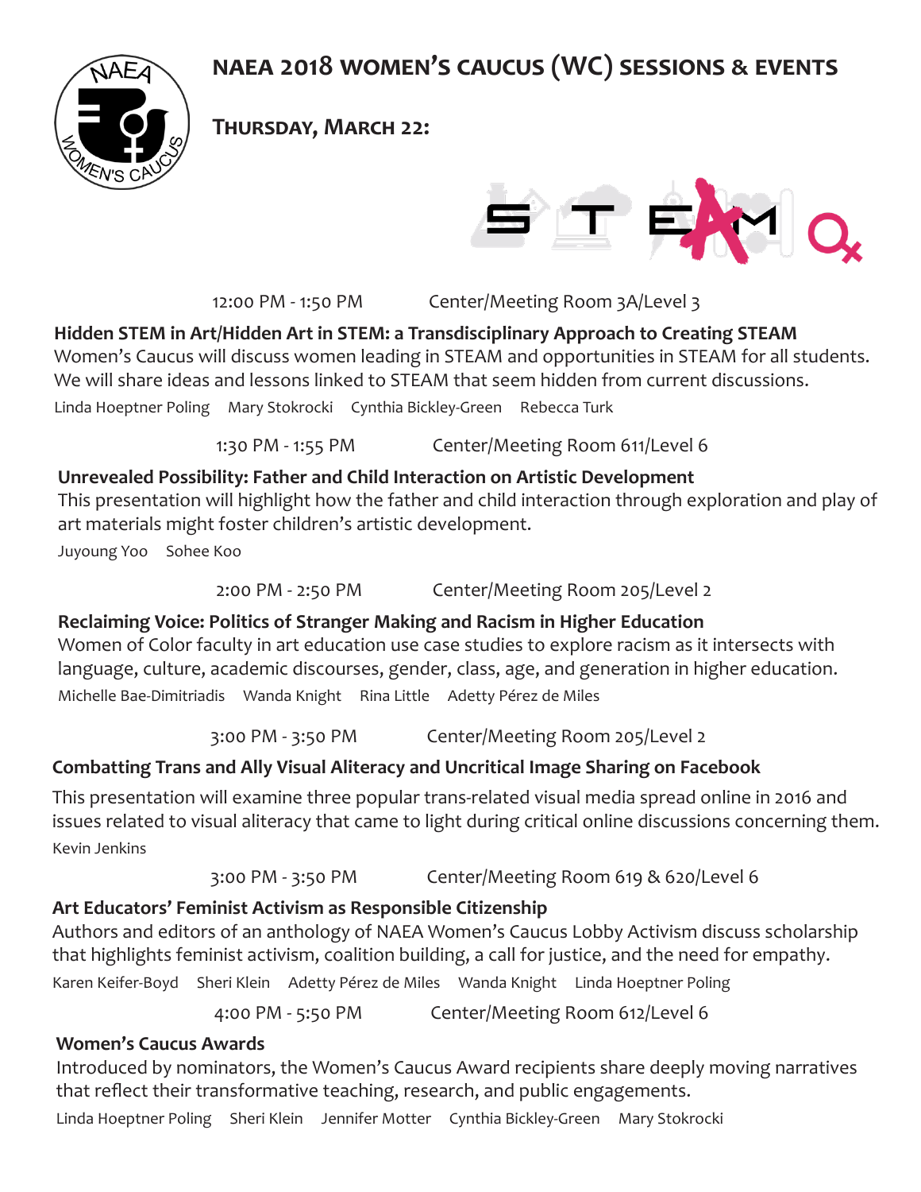# NAEA 2018 WOMEN'S CAUCUS (WC) SESSIONS & EVENTS

## THURSDAY, MARCH 22:

12:00 PM - 1:50 PM Center/Meeting Room 3A/Level 3

**Hidden STEM in Art/Hidden Art in STEM: a Transdisciplinary Approach to Creating STEAM**

Women's Caucus will discuss women leading in STEAM and opportunities in STEAM for all students. We will share ideas and lessons linked to STEAM that seem hidden from current discussions.

Linda Hoeptner Poling Mary Stokrocki Cynthia Bickley-Green Rebecca Turk

1:30 PM - 1:55 PM Center/Meeting Room 611/Level 6

**Unrevealed Possibility: Father and Child Interaction on Artistic Development**

This presentation will highlight how the father and child interaction through exploration and play of art materials might foster children's artistic development.

Juyoung Yoo Sohee Koo

2:00 PM - 2:50 PM Center/Meeting Room 205/Level 2

**Reclaiming Voice: Politics of Stranger Making and Racism in Higher Education**

Women of Color faculty in art education use case studies to explore racism as it intersects with language, culture, academic discourses, gender, class, age, and generation in higher education.

Michelle Bae-Dimitriadis Wanda Knight Rina Little Adetty Pérez de Miles

3:00 PM - 3:50 PM Center/Meeting Room 205/Level 2

**Combatting Trans and Ally Visual Aliteracy and Uncritical Image Sharing on Facebook**

This presentation will examine three popular trans-related visual media spread online in 2016 and issues related to visual aliteracy that came to light during critical online discussions concerning them.

Kevin Jenkins

3:00 PM - 3:50 PM Center/Meeting Room 619 & 620/Level 6

**Art Educators' Feminist Activism as Responsible Citizenship**

Authors and editors of an anthology of NAEA Women's Caucus Lobby Activism discuss scholarship that highlights feminist activism, coalition building, a call for justice, and the need for empathy.

Karen Keifer-Boyd Sheri Klein Adetty Pérez de Miles Wanda Knight Linda Hoeptner Poling

4:00 PM - 5:50 PM Center/Meeting Room 612/Level 6

**Women's Caucus Awards**

Introduced by nominators, the Women's Caucus Award recipients share deeply moving narratives that reflect their transformative teaching, research, and public engagements.

Linda Hoeptner Poling Sheri Klein Jennifer Motter Cynthia Bickley-Green Mary Stokrocki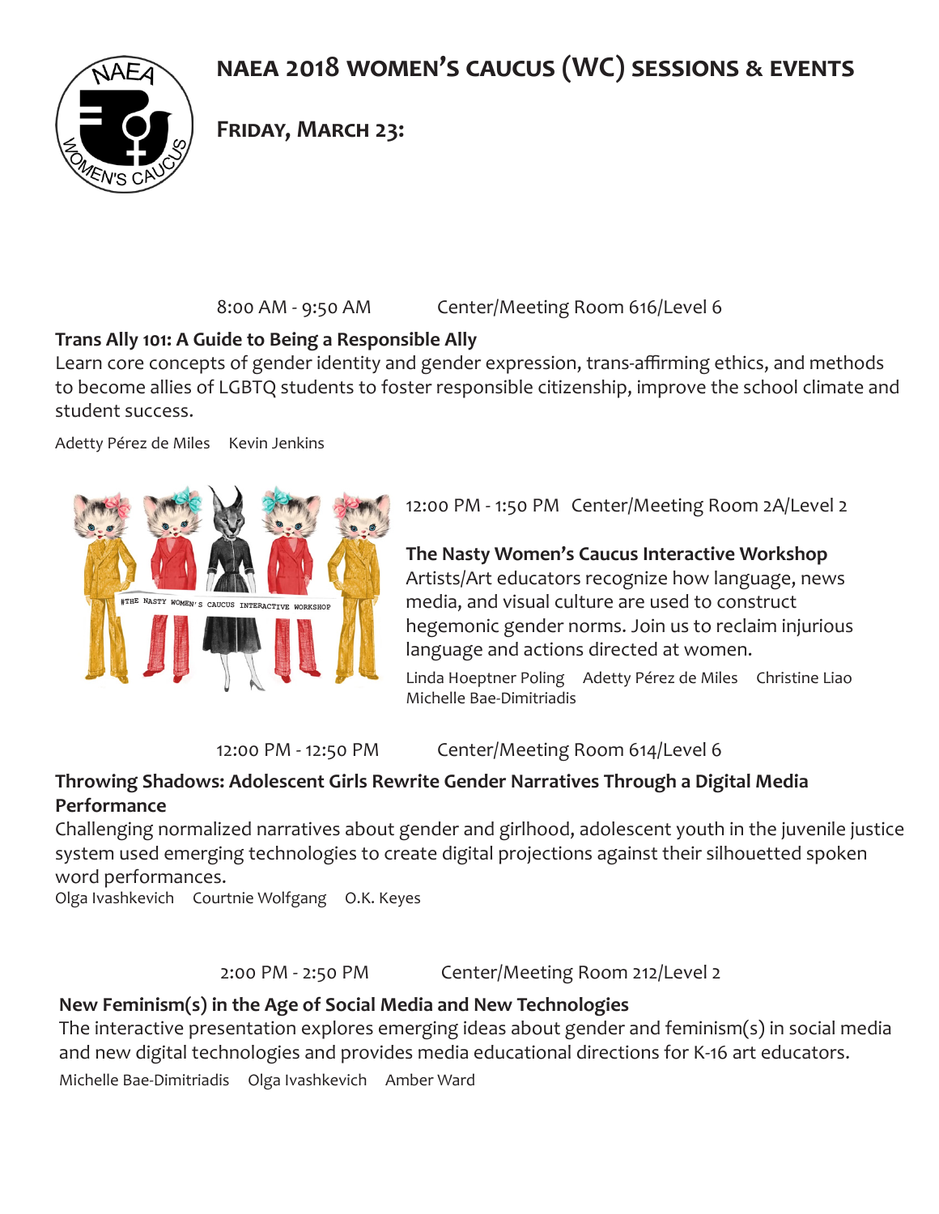# NAEA 2018 WOMEN'S CAUCUS (WC) SESSIONS & EVENTS

## Friday, March 23:

8:00 AM - 9:50 AM Center/Meeting Room 616/Level 6

**Trans Ally 101: A Guide to Being a Responsible Ally**

Learn core concepts of gender identity and gender expression, trans-affirming ethics, and methods to become allies of LGBTQ students to foster responsible citizenship, improve the school climate and student success.

Adetty Pérez de Miles Kevin Jenkins

12:00 PM - 1:50 PM Center/Meeting Room 2A/Level 2

**The Nasty Women's Caucus Interactive Workshop**

Artists/Art educators recognize how language, news media, and visual culture are used to construct hegemonic gender norms. Join us to reclaim injurious language and actions directed at women.

Linda Hoeptner Poling Adetty Pérez de Miles Christine Liao Michelle Bae-Dimitriadis

12:00 PM - 12:50 PM Center/Meeting Room 614/Level 6

**Throwing Shadows: Adolescent Girls Rewrite Gender Narratives Through a Digital Media Performance**

Challenging normalized narratives about gender and girlhood, adolescent youth in the juvenile justice system used emerging technologies to create digital projections against their silhouetted spoken word performances.

Olga Ivashkevich Courtnie Wolfgang O.K. Keyes

2:00 PM - 2:50 PM Center/Meeting Room 212/Level 2

**New Feminism(s) in the Age of Social Media and New Technologies**

The interactive presentation explores emerging ideas about gender and feminism(s) in social media and new digital technologies and provides media educational directions for K-16 art educators.

Michelle Bae-Dimitriadis Olga Ivashkevich Amber Ward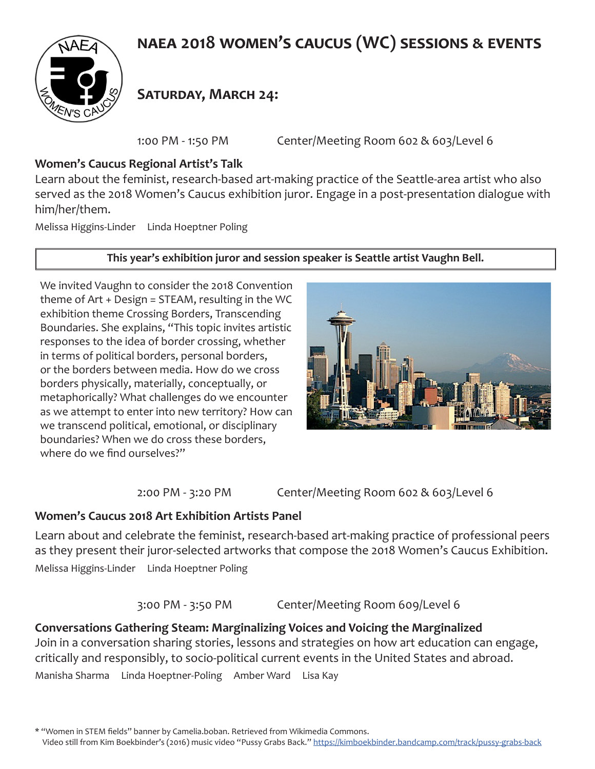# NAEA 2018 WOMEN'S CAUCUS (WC) SESSIONS & EVENTS

## SATURDAY, MARCH 24:

1:00 PM - 1:50 PM    Center/Meeting Room 602 & 603/Level 6

### Women's Caucus Regional Artist's Talk

Learn about the feminist, research-based art-making practice of the Seattle-area artist who also served as the 2018 Women's Caucus exhibition juror. Engage in a post-presentation dialogue with him/her/them.

Melissa Higgins-Linder    Linda Hoeptner Poling

**This year's exhibition juror and session speaker is Seattle artist Vaughn Bell.**

We invited Vaughn to consider the 2018 Convention theme of Art + Design = STEAM, resulting in the WC exhibition theme Crossing Borders, Transcending Boundaries. She explains, "This topic invites artistic responses to the idea of border crossing, whether in terms of political borders, personal borders, or the borders between media. How do we cross borders physically, materially, conceptually, or metaphorically? What challenges do we encounter as we attempt to enter into new territory? How can we transcend political, emotional, or disciplinary boundaries? When we do cross these borders, where do we find ourselves?"

2:00 PM - 3:20 PM    Center/Meeting Room 602 & 603/Level 6

### Women's Caucus 2018 Art Exhibition Artists Panel

Learn about and celebrate the feminist, research-based art-making practice of professional peers as they present their juror-selected artworks that compose the 2018 Women's Caucus Exhibition.

Melissa Higgins-Linder    Linda Hoeptner Poling

3:00 PM - 3:50 PM    Center/Meeting Room 609/Level 6

### Conversations Gathering Steam: Marginalizing Voices and Voicing the Marginalized

Join in a conversation sharing stories, lessons and strategies on how art education can engage, critically and responsibly, to socio-political current events in the United States and abroad.

Manisha Sharma    Linda Hoeptner-Poling    Amber Ward    Lisa Kay

* "Women in STEM fields" banner by Camelia.boban. Retrieved from Wikimedia Commons.
Video still from Kim Boekbinder's (2016) music video "Pussy Grabs Back." https://kimboekbinder.bandcamp.com/track/pussy-grabs-back